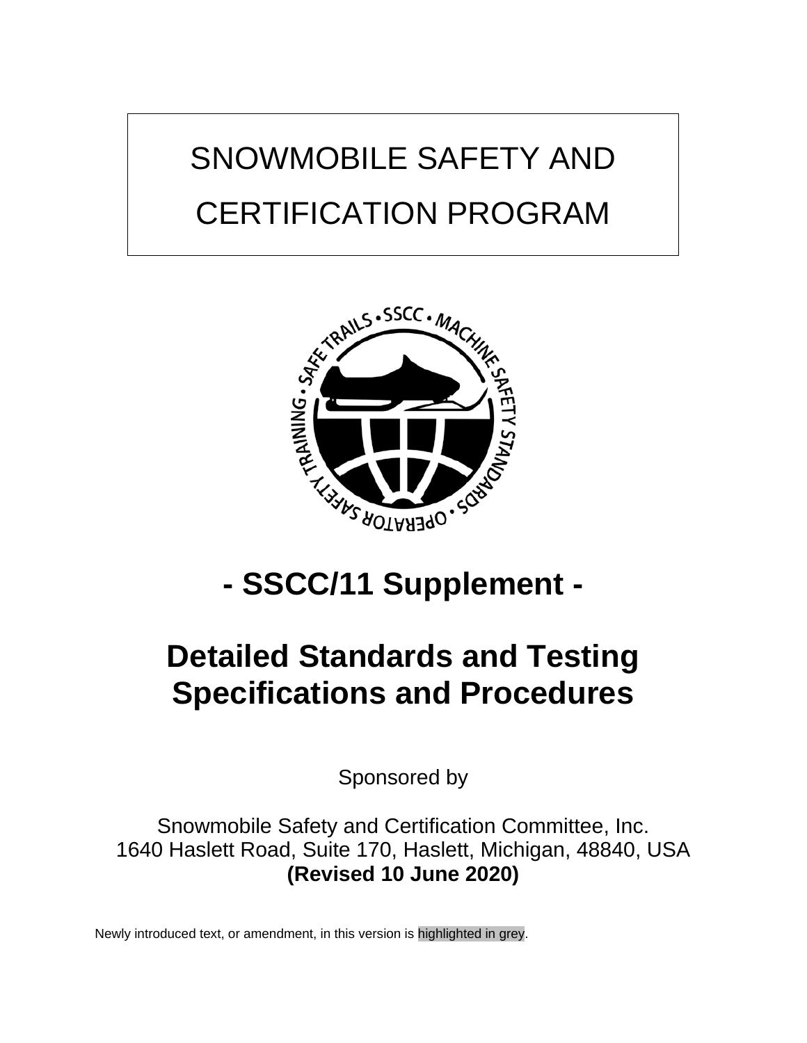# SNOWMOBILE SAFETY AND CERTIFICATION PROGRAM

## - SSCC/11 Supplement -

## Detailed Standards and Testing Specifications and Procedures

Sponsored by

Snowmobile Safety and Certification Committee, Inc.
1640 Haslett Road, Suite 170, Haslett, Michigan, 48840, USA
**(Revised 10 June 2020)**

Newly introduced text, or amendment, in this version is highlighted in grey.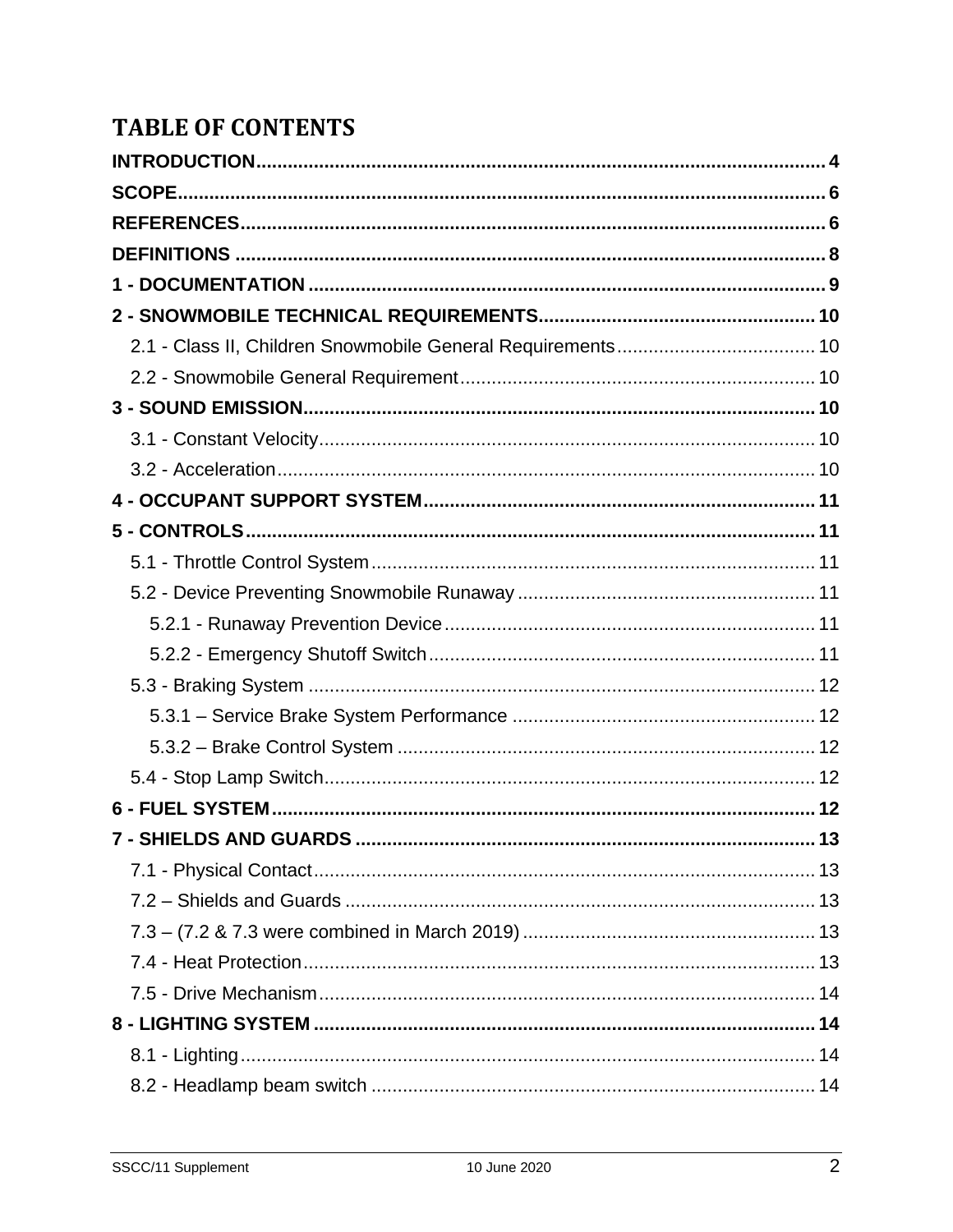# TABLE OF CONTENTS

**INTRODUCTION** .......... 4

**SCOPE** .......... 6

**REFERENCES** .......... 6

**DEFINITIONS** .......... 8

**1 - DOCUMENTATION** .......... 9

**2 - SNOWMOBILE TECHNICAL REQUIREMENTS** .......... 10

- 2.1 - Class II, Children Snowmobile General Requirements .......... 10
- 2.2 - Snowmobile General Requirement .......... 10

**3 - SOUND EMISSION** .......... 10

- 3.1 - Constant Velocity .......... 10
- 3.2 - Acceleration .......... 10

**4 - OCCUPANT SUPPORT SYSTEM** .......... 11

**5 - CONTROLS** .......... 11

- 5.1 - Throttle Control System .......... 11
- 5.2 - Device Preventing Snowmobile Runaway .......... 11
  - 5.2.1 - Runaway Prevention Device .......... 11
  - 5.2.2 - Emergency Shutoff Switch .......... 11
- 5.3 - Braking System .......... 12
  - 5.3.1 – Service Brake System Performance .......... 12
  - 5.3.2 – Brake Control System .......... 12
- 5.4 - Stop Lamp Switch .......... 12

**6 - FUEL SYSTEM** .......... 12

**7 - SHIELDS AND GUARDS** .......... 13

- 7.1 - Physical Contact .......... 13
- 7.2 – Shields and Guards .......... 13
- 7.3 – (7.2 & 7.3 were combined in March 2019) .......... 13
- 7.4 - Heat Protection .......... 13
- 7.5 - Drive Mechanism .......... 14

**8 - LIGHTING SYSTEM** .......... 14

- 8.1 - Lighting .......... 14
- 8.2 - Headlamp beam switch .......... 14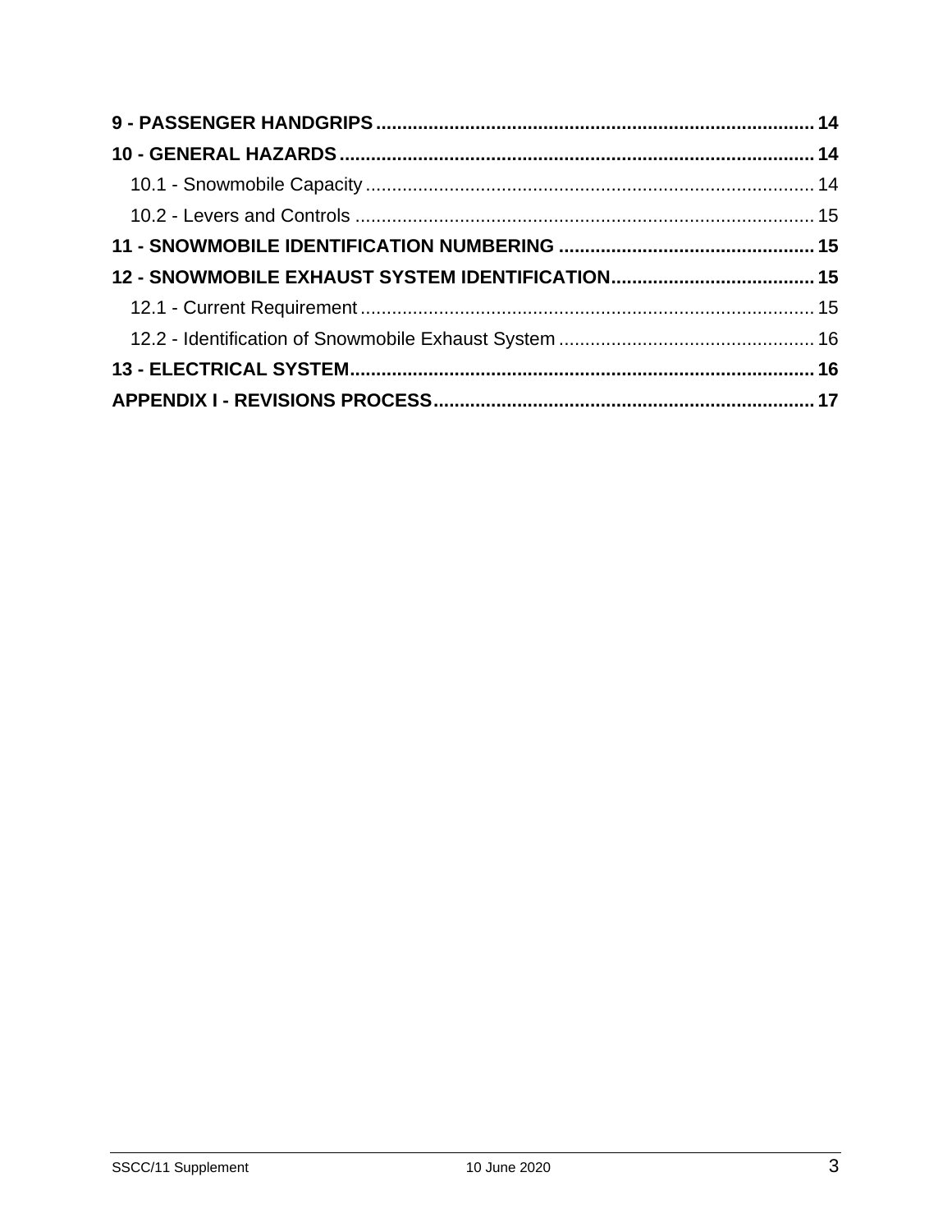**9 - PASSENGER HANDGRIPS** .......... **14**

**10 - GENERAL HAZARDS** .......... **14**

10.1 - Snowmobile Capacity .......... 14

10.2 - Levers and Controls .......... 15

**11 - SNOWMOBILE IDENTIFICATION NUMBERING** .......... **15**

**12 - SNOWMOBILE EXHAUST SYSTEM IDENTIFICATION** .......... **15**

12.1 - Current Requirement .......... 15

12.2 - Identification of Snowmobile Exhaust System .......... 16

**13 - ELECTRICAL SYSTEM** .......... **16**

**APPENDIX I - REVISIONS PROCESS** .......... **17**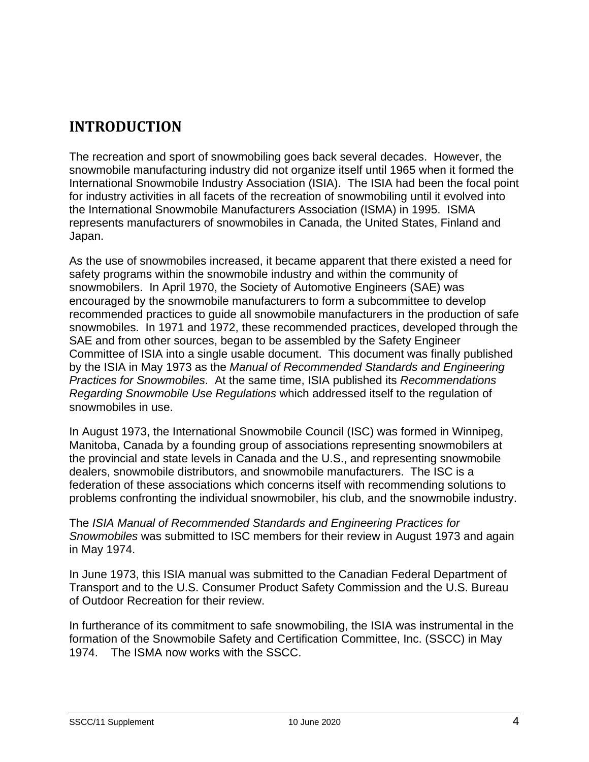# INTRODUCTION

The recreation and sport of snowmobiling goes back several decades. However, the snowmobile manufacturing industry did not organize itself until 1965 when it formed the International Snowmobile Industry Association (ISIA). The ISIA had been the focal point for industry activities in all facets of the recreation of snowmobiling until it evolved into the International Snowmobile Manufacturers Association (ISMA) in 1995. ISMA represents manufacturers of snowmobiles in Canada, the United States, Finland and Japan.

As the use of snowmobiles increased, it became apparent that there existed a need for safety programs within the snowmobile industry and within the community of snowmobilers. In April 1970, the Society of Automotive Engineers (SAE) was encouraged by the snowmobile manufacturers to form a subcommittee to develop recommended practices to guide all snowmobile manufacturers in the production of safe snowmobiles. In 1971 and 1972, these recommended practices, developed through the SAE and from other sources, began to be assembled by the Safety Engineer Committee of ISIA into a single usable document. This document was finally published by the ISIA in May 1973 as the *Manual of Recommended Standards and Engineering Practices for Snowmobiles*. At the same time, ISIA published its *Recommendations Regarding Snowmobile Use Regulations* which addressed itself to the regulation of snowmobiles in use.

In August 1973, the International Snowmobile Council (ISC) was formed in Winnipeg, Manitoba, Canada by a founding group of associations representing snowmobilers at the provincial and state levels in Canada and the U.S., and representing snowmobile dealers, snowmobile distributors, and snowmobile manufacturers. The ISC is a federation of these associations which concerns itself with recommending solutions to problems confronting the individual snowmobiler, his club, and the snowmobile industry.

The *ISIA Manual of Recommended Standards and Engineering Practices for Snowmobiles* was submitted to ISC members for their review in August 1973 and again in May 1974.

In June 1973, this ISIA manual was submitted to the Canadian Federal Department of Transport and to the U.S. Consumer Product Safety Commission and the U.S. Bureau of Outdoor Recreation for their review.

In furtherance of its commitment to safe snowmobiling, the ISIA was instrumental in the formation of the Snowmobile Safety and Certification Committee, Inc. (SSCC) in May 1974. The ISMA now works with the SSCC.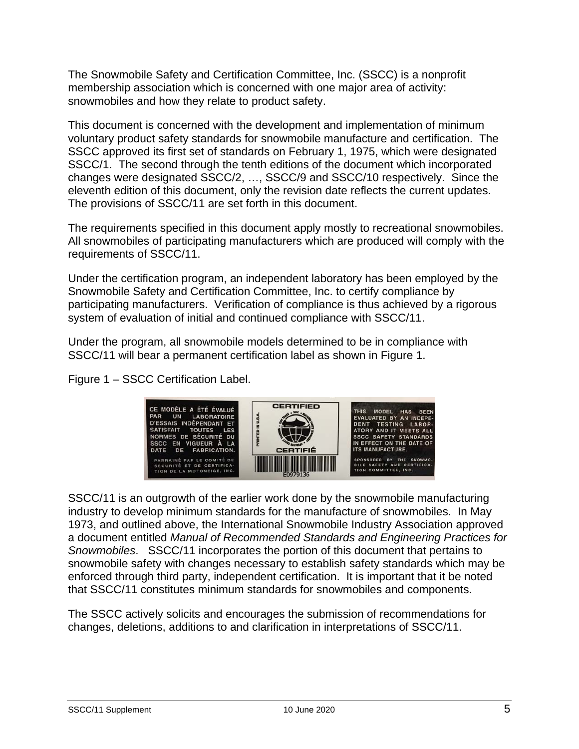The Snowmobile Safety and Certification Committee, Inc. (SSCC) is a nonprofit membership association which is concerned with one major area of activity: snowmobiles and how they relate to product safety.

This document is concerned with the development and implementation of minimum voluntary product safety standards for snowmobile manufacture and certification. The SSCC approved its first set of standards on February 1, 1975, which were designated SSCC/1. The second through the tenth editions of the document which incorporated changes were designated SSCC/2, …, SSCC/9 and SSCC/10 respectively. Since the eleventh edition of this document, only the revision date reflects the current updates. The provisions of SSCC/11 are set forth in this document.

The requirements specified in this document apply mostly to recreational snowmobiles. All snowmobiles of participating manufacturers which are produced will comply with the requirements of SSCC/11.

Under the certification program, an independent laboratory has been employed by the Snowmobile Safety and Certification Committee, Inc. to certify compliance by participating manufacturers. Verification of compliance is thus achieved by a rigorous system of evaluation of initial and continued compliance with SSCC/11.

Under the program, all snowmobile models determined to be in compliance with SSCC/11 will bear a permanent certification label as shown in Figure 1.

Figure 1 – SSCC Certification Label.

SSCC/11 is an outgrowth of the earlier work done by the snowmobile manufacturing industry to develop minimum standards for the manufacture of snowmobiles. In May 1973, and outlined above, the International Snowmobile Industry Association approved a document entitled *Manual of Recommended Standards and Engineering Practices for Snowmobiles*. SSCC/11 incorporates the portion of this document that pertains to snowmobile safety with changes necessary to establish safety standards which may be enforced through third party, independent certification. It is important that it be noted that SSCC/11 constitutes minimum standards for snowmobiles and components.

The SSCC actively solicits and encourages the submission of recommendations for changes, deletions, additions to and clarification in interpretations of SSCC/11.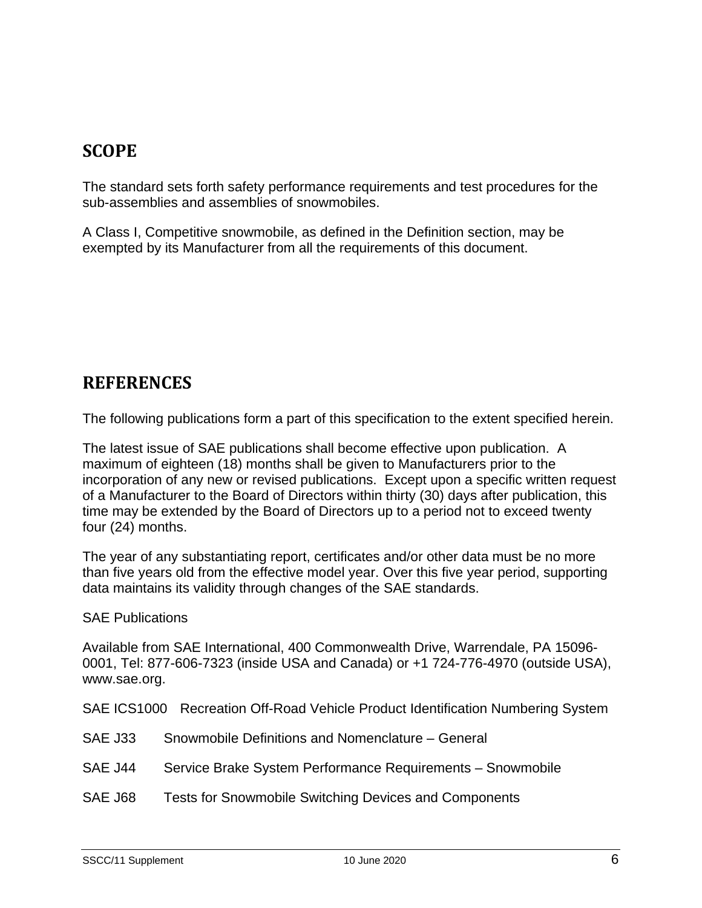## SCOPE

The standard sets forth safety performance requirements and test procedures for the sub-assemblies and assemblies of snowmobiles.

A Class I, Competitive snowmobile, as defined in the Definition section, may be exempted by its Manufacturer from all the requirements of this document.

## REFERENCES

The following publications form a part of this specification to the extent specified herein.

The latest issue of SAE publications shall become effective upon publication. A maximum of eighteen (18) months shall be given to Manufacturers prior to the incorporation of any new or revised publications. Except upon a specific written request of a Manufacturer to the Board of Directors within thirty (30) days after publication, this time may be extended by the Board of Directors up to a period not to exceed twenty four (24) months.

The year of any substantiating report, certificates and/or other data must be no more than five years old from the effective model year. Over this five year period, supporting data maintains its validity through changes of the SAE standards.

SAE Publications

Available from SAE International, 400 Commonwealth Drive, Warrendale, PA 15096-0001, Tel: 877-606-7323 (inside USA and Canada) or +1 724-776-4970 (outside USA), www.sae.org.

SAE ICS1000 Recreation Off-Road Vehicle Product Identification Numbering System

SAE J33 Snowmobile Definitions and Nomenclature – General

SAE J44 Service Brake System Performance Requirements – Snowmobile

SAE J68 Tests for Snowmobile Switching Devices and Components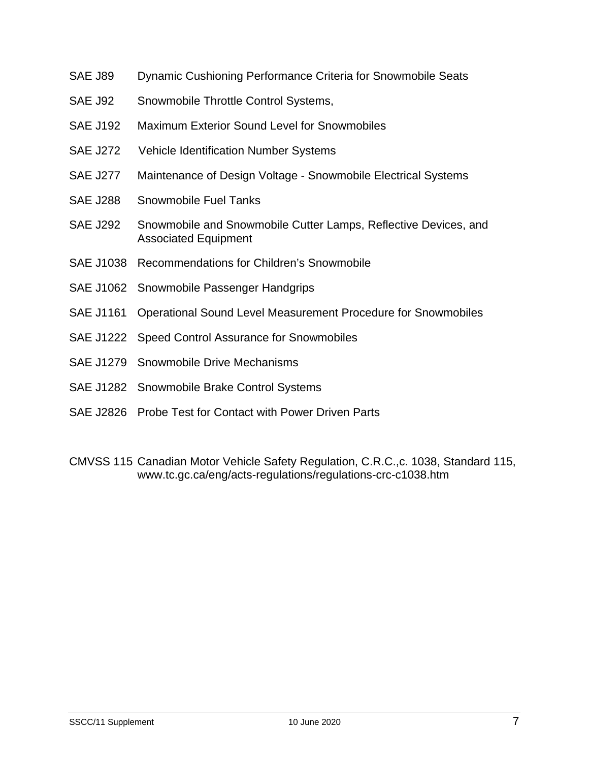SAE J89 Dynamic Cushioning Performance Criteria for Snowmobile Seats

SAE J92 Snowmobile Throttle Control Systems,

SAE J192 Maximum Exterior Sound Level for Snowmobiles

SAE J272 Vehicle Identification Number Systems

SAE J277 Maintenance of Design Voltage - Snowmobile Electrical Systems

SAE J288 Snowmobile Fuel Tanks

SAE J292 Snowmobile and Snowmobile Cutter Lamps, Reflective Devices, and Associated Equipment

SAE J1038 Recommendations for Children's Snowmobile

SAE J1062 Snowmobile Passenger Handgrips

SAE J1161 Operational Sound Level Measurement Procedure for Snowmobiles

SAE J1222 Speed Control Assurance for Snowmobiles

SAE J1279 Snowmobile Drive Mechanisms

SAE J1282 Snowmobile Brake Control Systems

SAE J2826 Probe Test for Contact with Power Driven Parts

CMVSS 115 Canadian Motor Vehicle Safety Regulation, C.R.C.,c. 1038, Standard 115, www.tc.gc.ca/eng/acts-regulations/regulations-crc-c1038.htm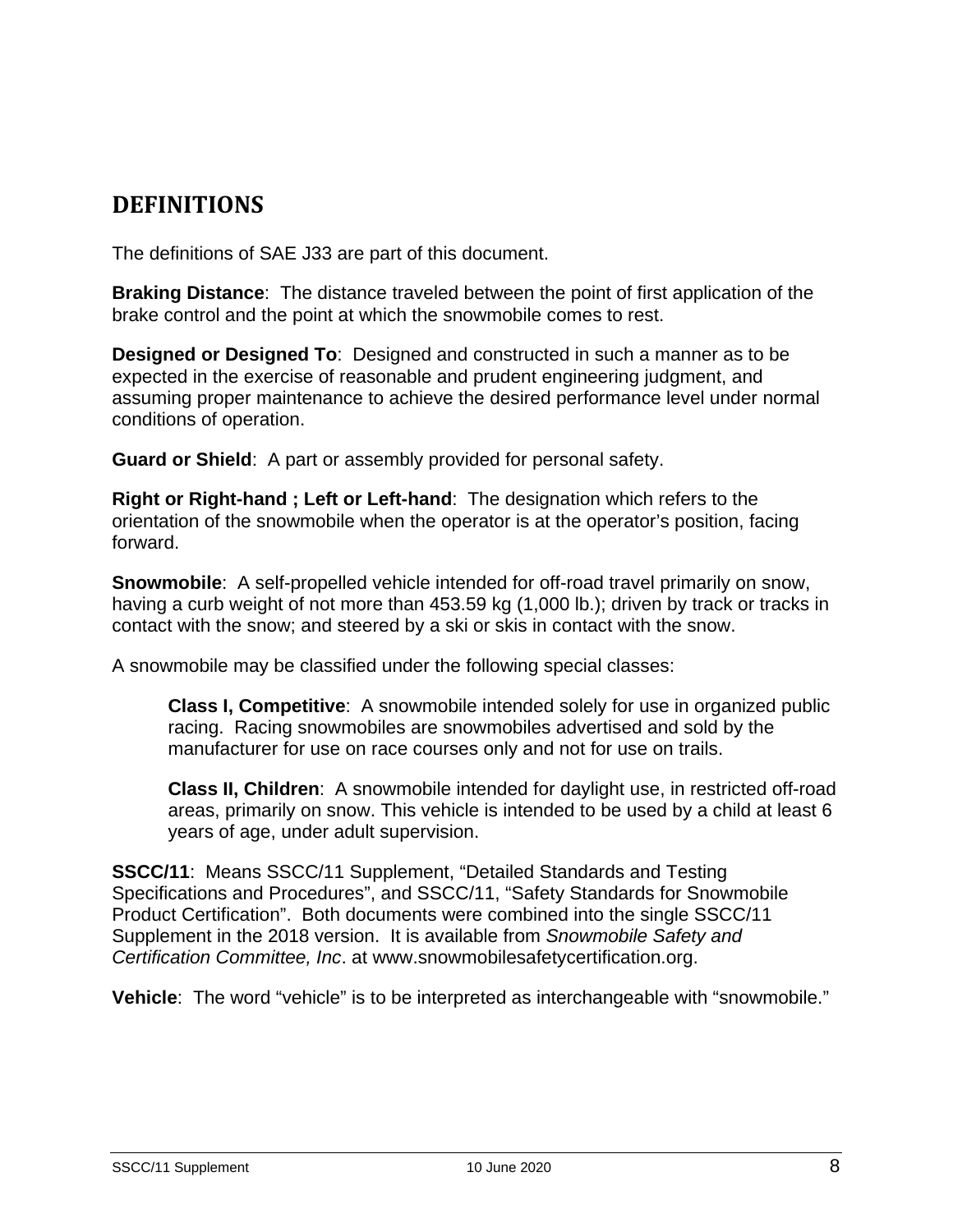## DEFINITIONS

The definitions of SAE J33 are part of this document.

**Braking Distance**: The distance traveled between the point of first application of the brake control and the point at which the snowmobile comes to rest.

**Designed or Designed To**: Designed and constructed in such a manner as to be expected in the exercise of reasonable and prudent engineering judgment, and assuming proper maintenance to achieve the desired performance level under normal conditions of operation.

**Guard or Shield**: A part or assembly provided for personal safety.

**Right or Right-hand ; Left or Left-hand**: The designation which refers to the orientation of the snowmobile when the operator is at the operator's position, facing forward.

**Snowmobile**: A self-propelled vehicle intended for off-road travel primarily on snow, having a curb weight of not more than 453.59 kg (1,000 lb.); driven by track or tracks in contact with the snow; and steered by a ski or skis in contact with the snow.

A snowmobile may be classified under the following special classes:

> **Class I, Competitive**: A snowmobile intended solely for use in organized public racing. Racing snowmobiles are snowmobiles advertised and sold by the manufacturer for use on race courses only and not for use on trails.
>
> **Class II, Children**: A snowmobile intended for daylight use, in restricted off-road areas, primarily on snow. This vehicle is intended to be used by a child at least 6 years of age, under adult supervision.

**SSCC/11**: Means SSCC/11 Supplement, "Detailed Standards and Testing Specifications and Procedures", and SSCC/11, "Safety Standards for Snowmobile Product Certification". Both documents were combined into the single SSCC/11 Supplement in the 2018 version. It is available from *Snowmobile Safety and Certification Committee, Inc*. at www.snowmobilesafetycertification.org.

**Vehicle**: The word "vehicle" is to be interpreted as interchangeable with "snowmobile."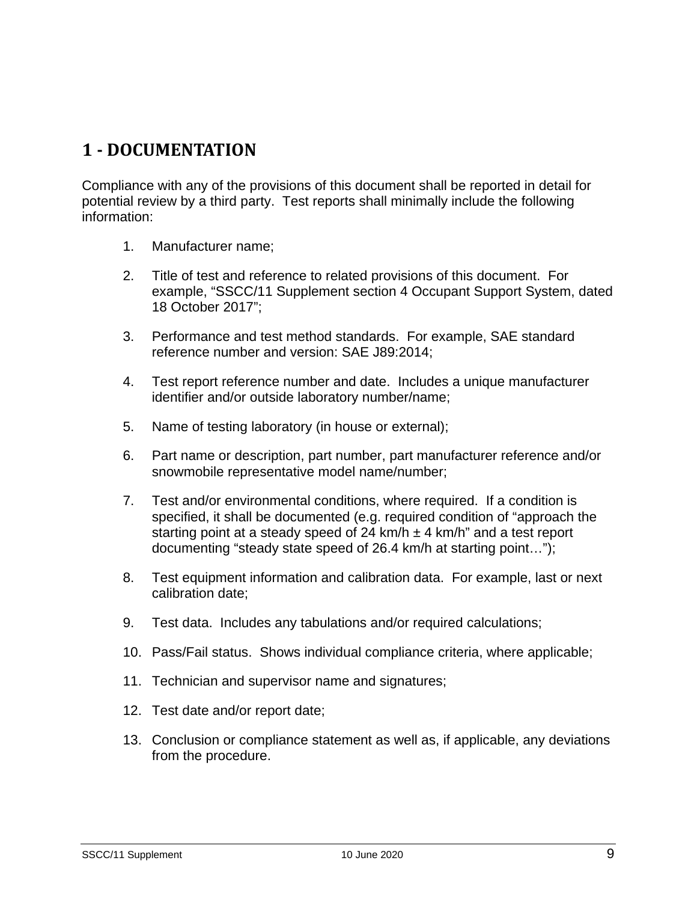# 1 - DOCUMENTATION

Compliance with any of the provisions of this document shall be reported in detail for potential review by a third party. Test reports shall minimally include the following information:

1. Manufacturer name;
2. Title of test and reference to related provisions of this document. For example, “SSCC/11 Supplement section 4 Occupant Support System, dated 18 October 2017”;
3. Performance and test method standards. For example, SAE standard reference number and version: SAE J89:2014;
4. Test report reference number and date. Includes a unique manufacturer identifier and/or outside laboratory number/name;
5. Name of testing laboratory (in house or external);
6. Part name or description, part number, part manufacturer reference and/or snowmobile representative model name/number;
7. Test and/or environmental conditions, where required. If a condition is specified, it shall be documented (e.g. required condition of “approach the starting point at a steady speed of 24 km/h ± 4 km/h” and a test report documenting “steady state speed of 26.4 km/h at starting point…”);
8. Test equipment information and calibration data. For example, last or next calibration date;
9. Test data. Includes any tabulations and/or required calculations;
10. Pass/Fail status. Shows individual compliance criteria, where applicable;
11. Technician and supervisor name and signatures;
12. Test date and/or report date;
13. Conclusion or compliance statement as well as, if applicable, any deviations from the procedure.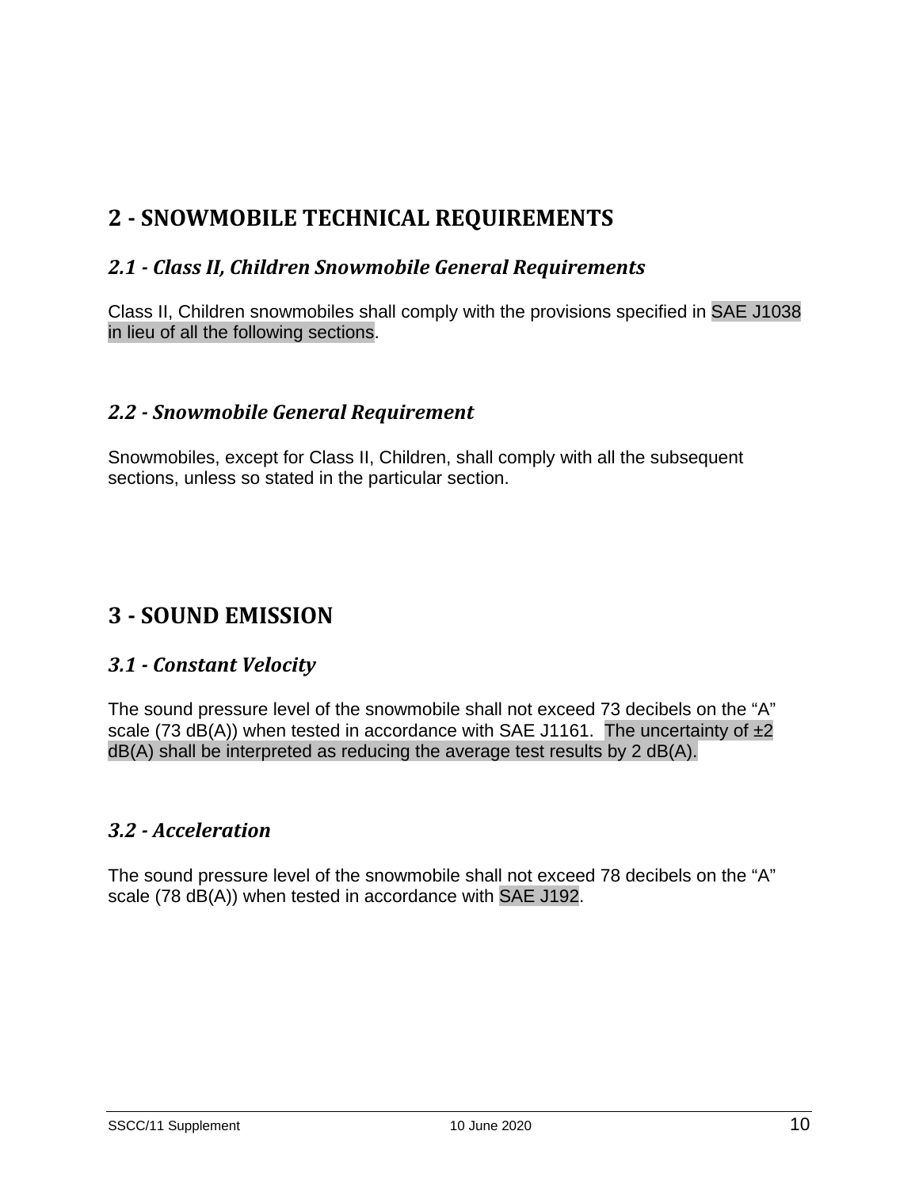# 2 - SNOWMOBILE TECHNICAL REQUIREMENTS

## *2.1 - Class II, Children Snowmobile General Requirements*

Class II, Children snowmobiles shall comply with the provisions specified in SAE J1038 in lieu of all the following sections.

## *2.2 - Snowmobile General Requirement*

Snowmobiles, except for Class II, Children, shall comply with all the subsequent sections, unless so stated in the particular section.

# 3 - SOUND EMISSION

## *3.1 - Constant Velocity*

The sound pressure level of the snowmobile shall not exceed 73 decibels on the "A" scale (73 dB(A)) when tested in accordance with SAE J1161. The uncertainty of ±2 dB(A) shall be interpreted as reducing the average test results by 2 dB(A).

## *3.2 - Acceleration*

The sound pressure level of the snowmobile shall not exceed 78 decibels on the "A" scale (78 dB(A)) when tested in accordance with SAE J192.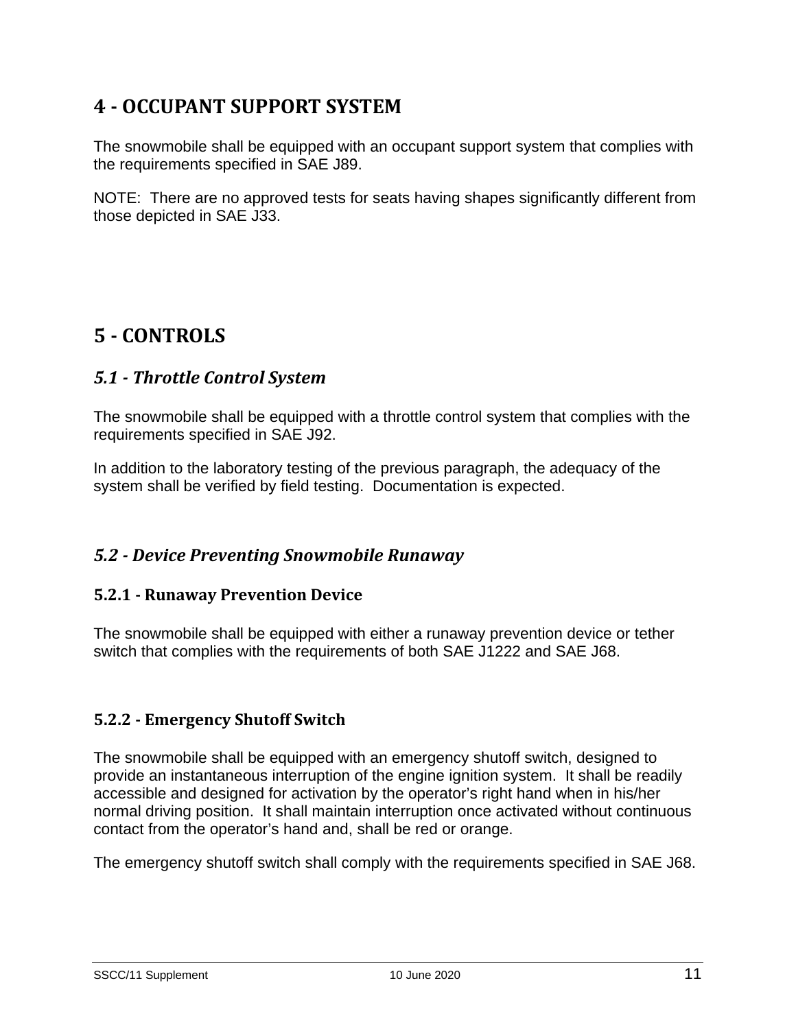# 4 - OCCUPANT SUPPORT SYSTEM

The snowmobile shall be equipped with an occupant support system that complies with the requirements specified in SAE J89.

NOTE: There are no approved tests for seats having shapes significantly different from those depicted in SAE J33.

# 5 - CONTROLS

## *5.1 - Throttle Control System*

The snowmobile shall be equipped with a throttle control system that complies with the requirements specified in SAE J92.

In addition to the laboratory testing of the previous paragraph, the adequacy of the system shall be verified by field testing. Documentation is expected.

## *5.2 - Device Preventing Snowmobile Runaway*

### 5.2.1 - Runaway Prevention Device

The snowmobile shall be equipped with either a runaway prevention device or tether switch that complies with the requirements of both SAE J1222 and SAE J68.

### 5.2.2 - Emergency Shutoff Switch

The snowmobile shall be equipped with an emergency shutoff switch, designed to provide an instantaneous interruption of the engine ignition system. It shall be readily accessible and designed for activation by the operator's right hand when in his/her normal driving position. It shall maintain interruption once activated without continuous contact from the operator's hand and, shall be red or orange.

The emergency shutoff switch shall comply with the requirements specified in SAE J68.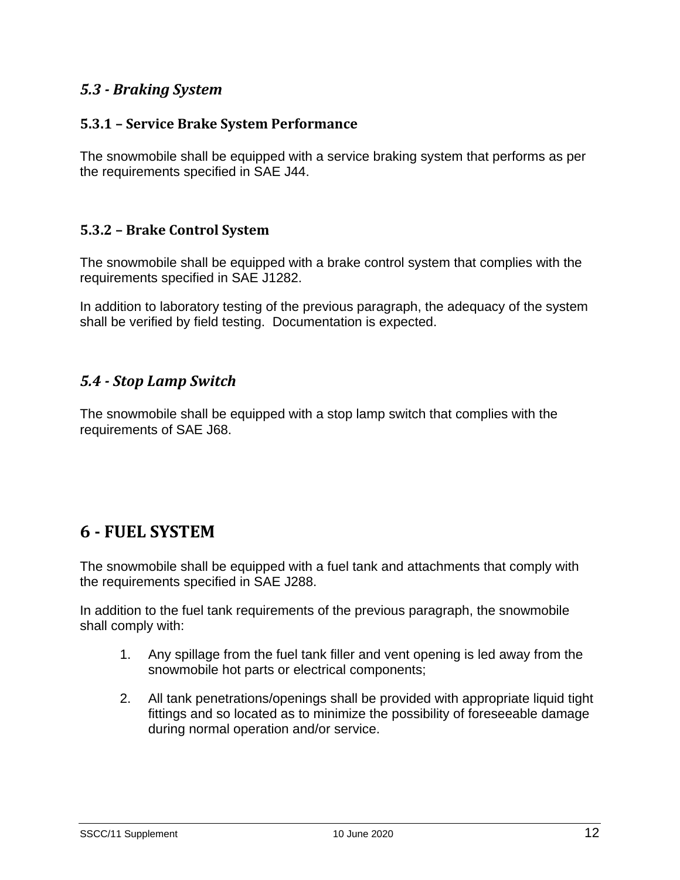### *5.3 - Braking System*

#### 5.3.1 – Service Brake System Performance

The snowmobile shall be equipped with a service braking system that performs as per the requirements specified in SAE J44.

#### 5.3.2 – Brake Control System

The snowmobile shall be equipped with a brake control system that complies with the requirements specified in SAE J1282.

In addition to laboratory testing of the previous paragraph, the adequacy of the system shall be verified by field testing. Documentation is expected.

### *5.4 - Stop Lamp Switch*

The snowmobile shall be equipped with a stop lamp switch that complies with the requirements of SAE J68.

## 6 - FUEL SYSTEM

The snowmobile shall be equipped with a fuel tank and attachments that comply with the requirements specified in SAE J288.

In addition to the fuel tank requirements of the previous paragraph, the snowmobile shall comply with:

1. Any spillage from the fuel tank filler and vent opening is led away from the snowmobile hot parts or electrical components;
2. All tank penetrations/openings shall be provided with appropriate liquid tight fittings and so located as to minimize the possibility of foreseeable damage during normal operation and/or service.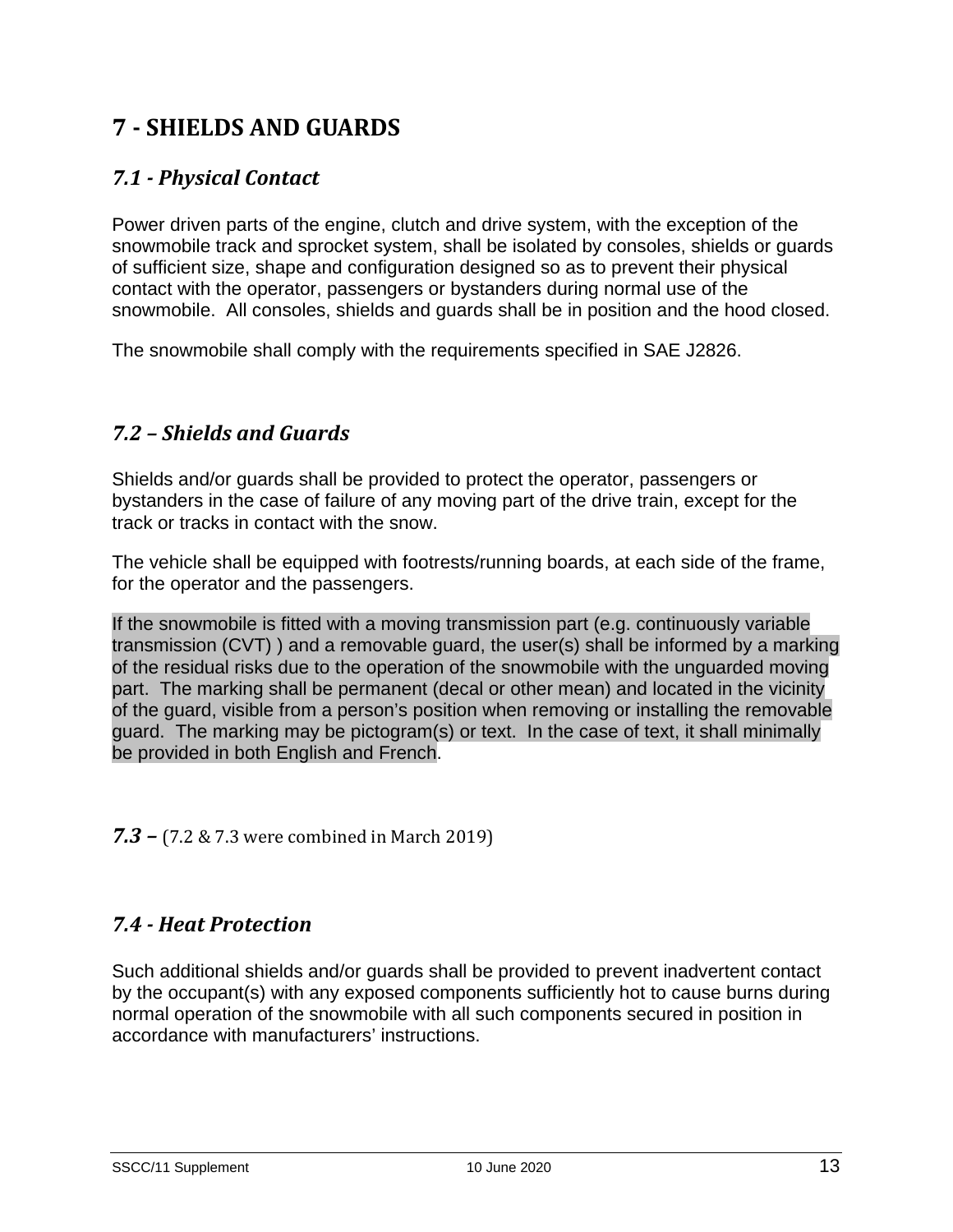# 7 - SHIELDS AND GUARDS

## *7.1 - Physical Contact*

Power driven parts of the engine, clutch and drive system, with the exception of the snowmobile track and sprocket system, shall be isolated by consoles, shields or guards of sufficient size, shape and configuration designed so as to prevent their physical contact with the operator, passengers or bystanders during normal use of the snowmobile. All consoles, shields and guards shall be in position and the hood closed.

The snowmobile shall comply with the requirements specified in SAE J2826.

## *7.2 – Shields and Guards*

Shields and/or guards shall be provided to protect the operator, passengers or bystanders in the case of failure of any moving part of the drive train, except for the track or tracks in contact with the snow.

The vehicle shall be equipped with footrests/running boards, at each side of the frame, for the operator and the passengers.

If the snowmobile is fitted with a moving transmission part (e.g. continuously variable transmission (CVT) ) and a removable guard, the user(s) shall be informed by a marking of the residual risks due to the operation of the snowmobile with the unguarded moving part. The marking shall be permanent (decal or other mean) and located in the vicinity of the guard, visible from a person's position when removing or installing the removable guard. The marking may be pictogram(s) or text. In the case of text, it shall minimally be provided in both English and French.

***7.3 –*** (7.2 & 7.3 were combined in March 2019)

## *7.4 - Heat Protection*

Such additional shields and/or guards shall be provided to prevent inadvertent contact by the occupant(s) with any exposed components sufficiently hot to cause burns during normal operation of the snowmobile with all such components secured in position in accordance with manufacturers' instructions.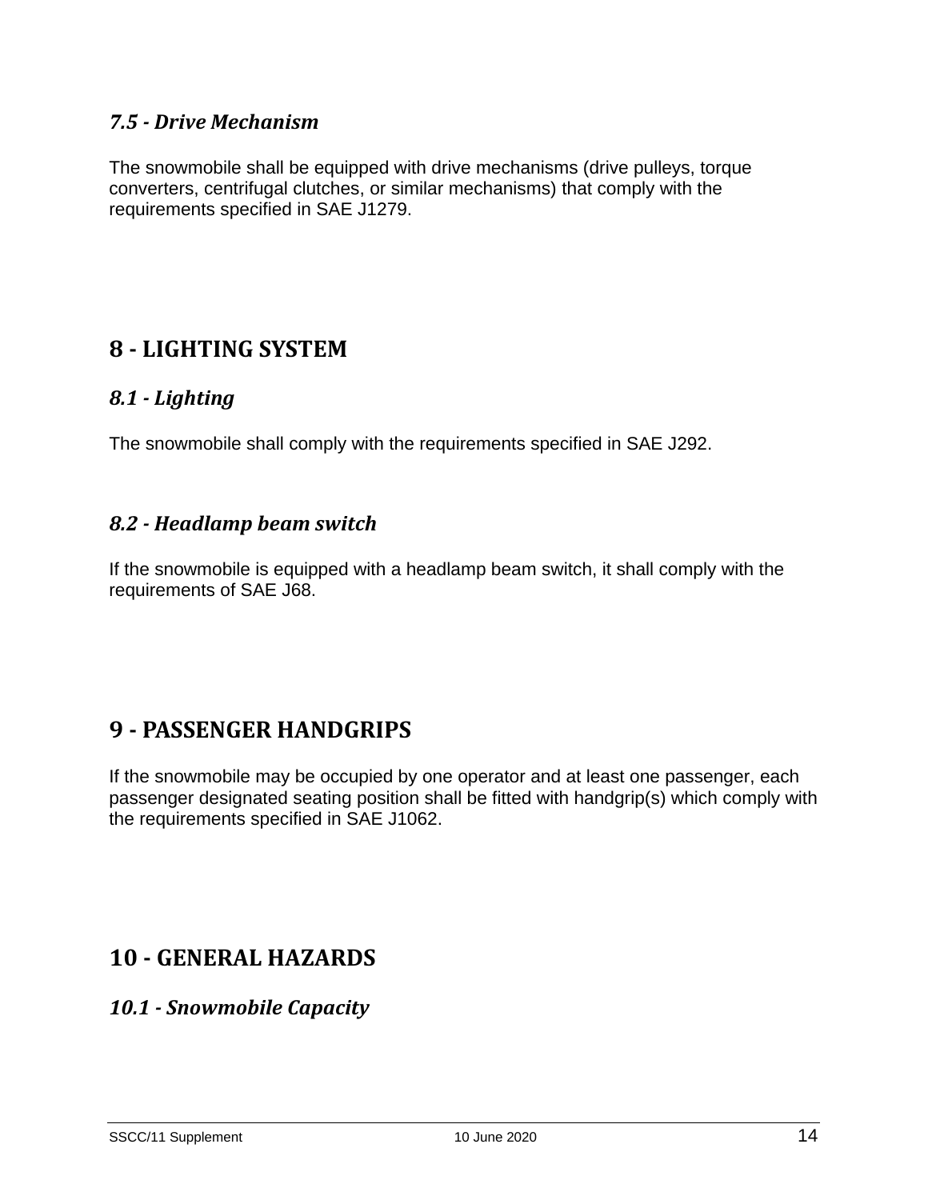### 7.5 - Drive Mechanism

The snowmobile shall be equipped with drive mechanisms (drive pulleys, torque converters, centrifugal clutches, or similar mechanisms) that comply with the requirements specified in SAE J1279.

## 8 - LIGHTING SYSTEM

### 8.1 - Lighting

The snowmobile shall comply with the requirements specified in SAE J292.

### 8.2 - Headlamp beam switch

If the snowmobile is equipped with a headlamp beam switch, it shall comply with the requirements of SAE J68.

## 9 - PASSENGER HANDGRIPS

If the snowmobile may be occupied by one operator and at least one passenger, each passenger designated seating position shall be fitted with handgrip(s) which comply with the requirements specified in SAE J1062.

## 10 - GENERAL HAZARDS

### 10.1 - Snowmobile Capacity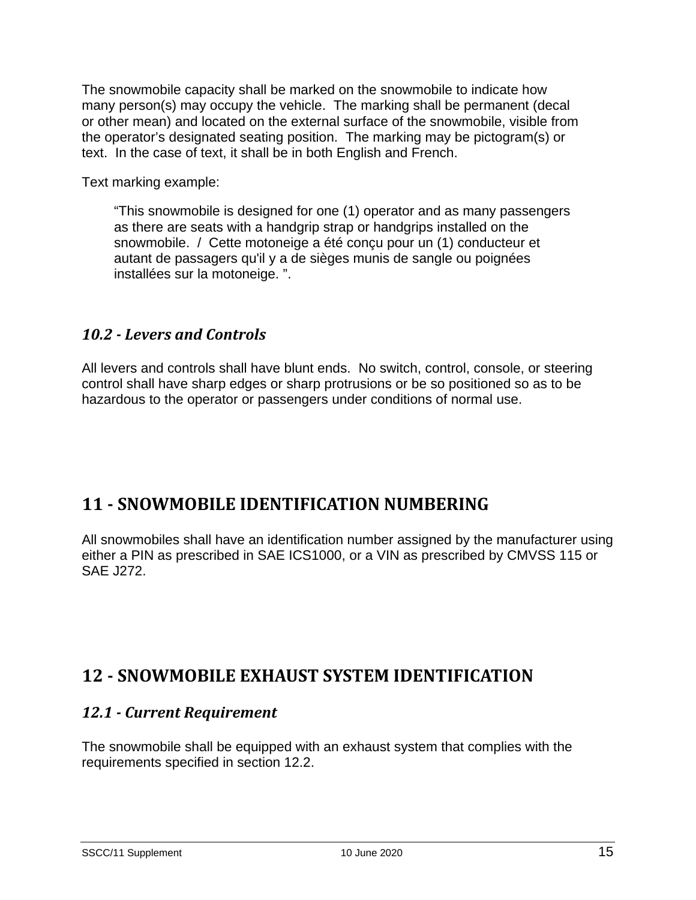The snowmobile capacity shall be marked on the snowmobile to indicate how many person(s) may occupy the vehicle. The marking shall be permanent (decal or other mean) and located on the external surface of the snowmobile, visible from the operator’s designated seating position. The marking may be pictogram(s) or text. In the case of text, it shall be in both English and French.

Text marking example:

> “This snowmobile is designed for one (1) operator and as many passengers as there are seats with a handgrip strap or handgrips installed on the snowmobile. / Cette motoneige a été conçu pour un (1) conducteur et autant de passagers qu'il y a de sièges munis de sangle ou poignées installées sur la motoneige. ”.

### *10.2 - Levers and Controls*

All levers and controls shall have blunt ends. No switch, control, console, or steering control shall have sharp edges or sharp protrusions or be so positioned so as to be hazardous to the operator or passengers under conditions of normal use.

## 11 - SNOWMOBILE IDENTIFICATION NUMBERING

All snowmobiles shall have an identification number assigned by the manufacturer using either a PIN as prescribed in SAE ICS1000, or a VIN as prescribed by CMVSS 115 or SAE J272.

## 12 - SNOWMOBILE EXHAUST SYSTEM IDENTIFICATION

### *12.1 - Current Requirement*

The snowmobile shall be equipped with an exhaust system that complies with the requirements specified in section 12.2.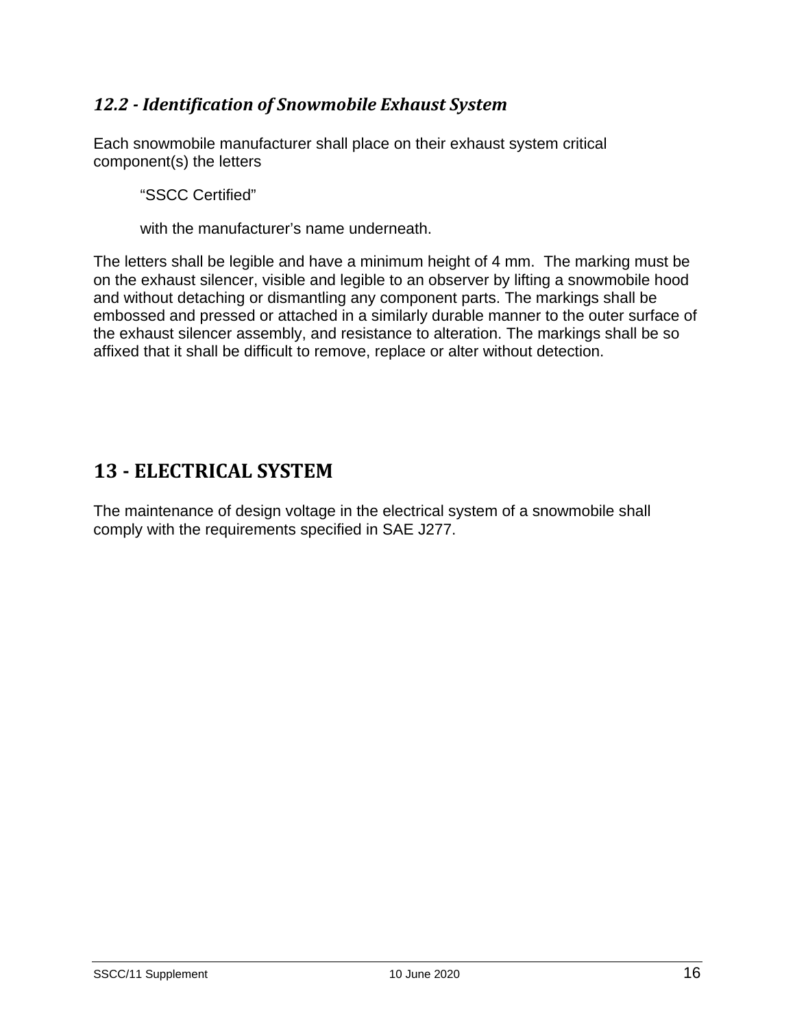### *12.2 - Identification of Snowmobile Exhaust System*

Each snowmobile manufacturer shall place on their exhaust system critical component(s) the letters

> "SSCC Certified"
>
> with the manufacturer's name underneath.

The letters shall be legible and have a minimum height of 4 mm. The marking must be on the exhaust silencer, visible and legible to an observer by lifting a snowmobile hood and without detaching or dismantling any component parts. The markings shall be embossed and pressed or attached in a similarly durable manner to the outer surface of the exhaust silencer assembly, and resistance to alteration. The markings shall be so affixed that it shall be difficult to remove, replace or alter without detection.

## 13 - ELECTRICAL SYSTEM

The maintenance of design voltage in the electrical system of a snowmobile shall comply with the requirements specified in SAE J277.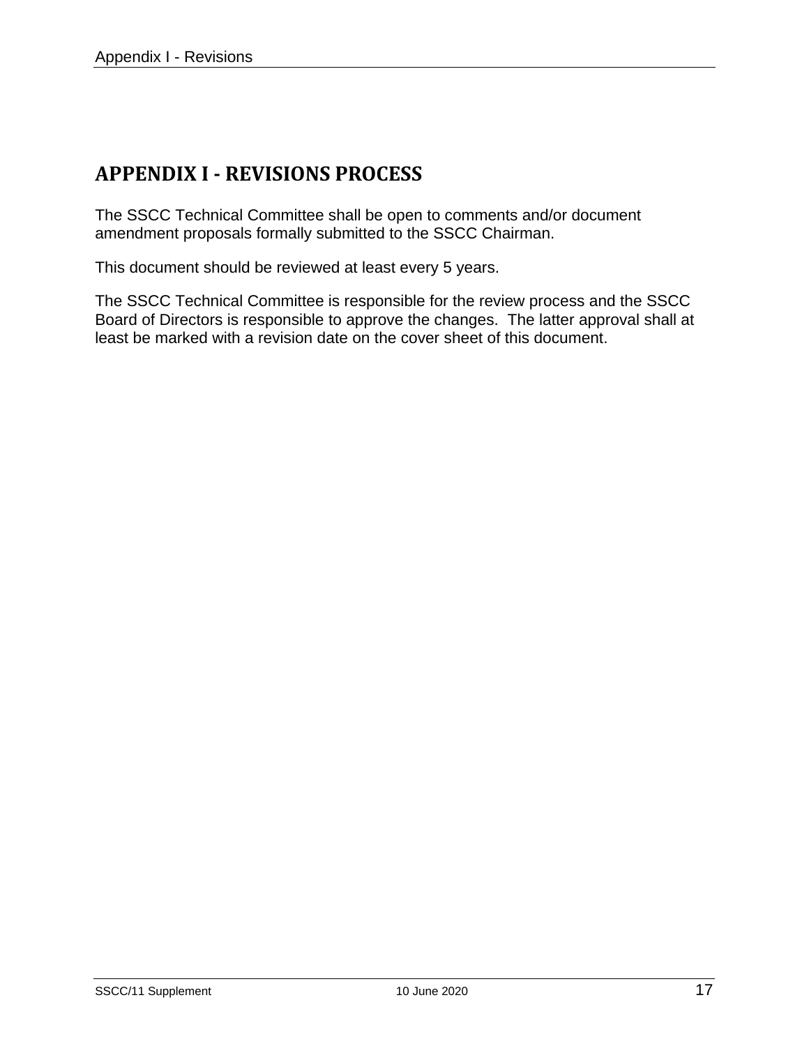# APPENDIX I - REVISIONS PROCESS

The SSCC Technical Committee shall be open to comments and/or document amendment proposals formally submitted to the SSCC Chairman.

This document should be reviewed at least every 5 years.

The SSCC Technical Committee is responsible for the review process and the SSCC Board of Directors is responsible to approve the changes. The latter approval shall at least be marked with a revision date on the cover sheet of this document.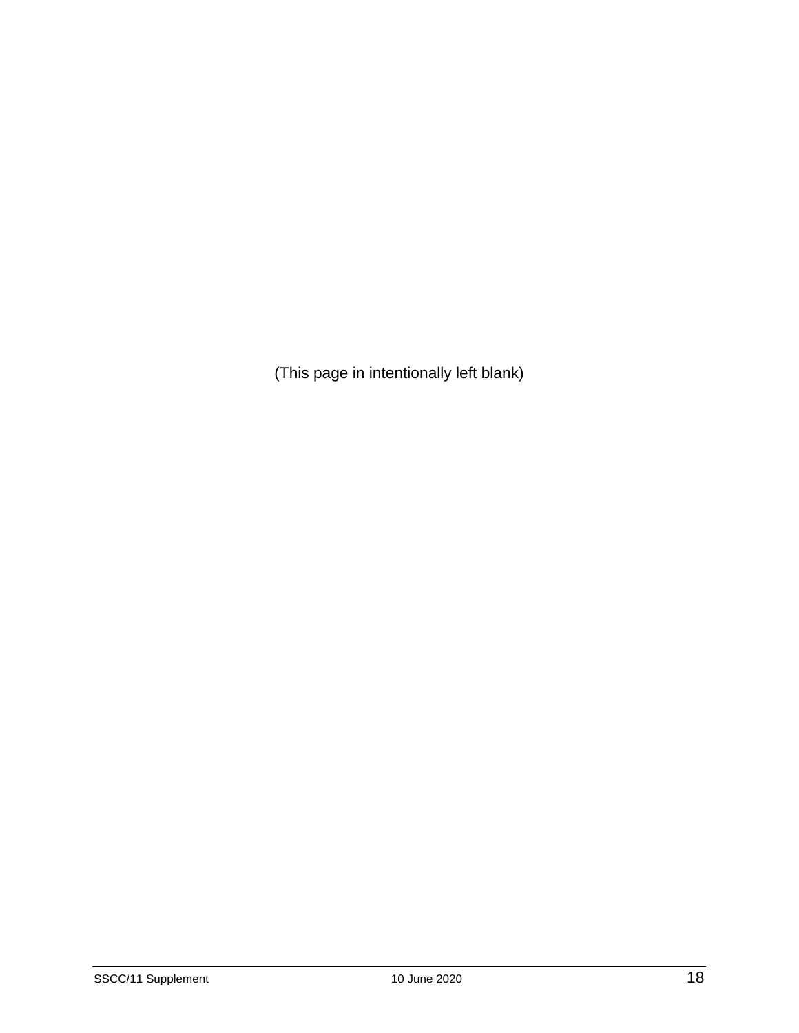(This page in intentionally left blank)